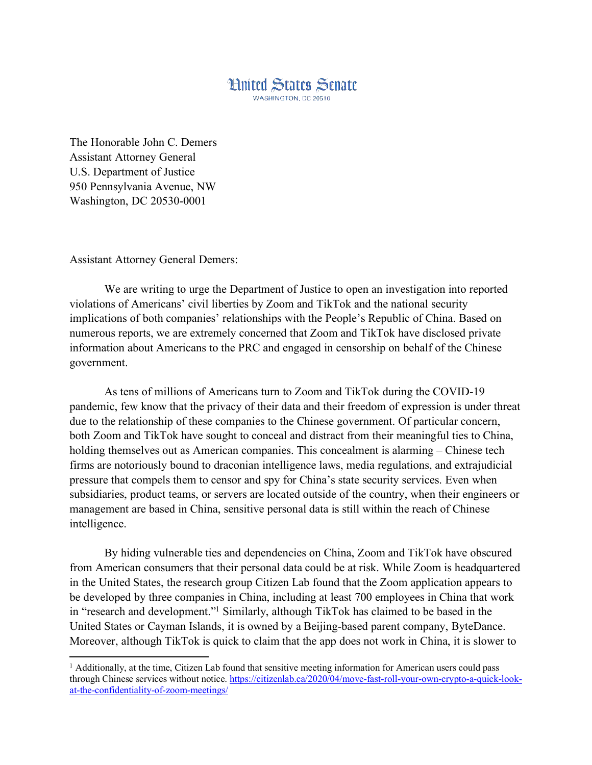# United States Senate

WASHINGTON, DC 20510

The Honorable John C. Demers
Assistant Attorney General
U.S. Department of Justice
950 Pennsylvania Avenue, NW
Washington, DC 20530-0001

Assistant Attorney General Demers:

We are writing to urge the Department of Justice to open an investigation into reported violations of Americans' civil liberties by Zoom and TikTok and the national security implications of both companies' relationships with the People's Republic of China. Based on numerous reports, we are extremely concerned that Zoom and TikTok have disclosed private information about Americans to the PRC and engaged in censorship on behalf of the Chinese government.

As tens of millions of Americans turn to Zoom and TikTok during the COVID-19 pandemic, few know that the privacy of their data and their freedom of expression is under threat due to the relationship of these companies to the Chinese government. Of particular concern, both Zoom and TikTok have sought to conceal and distract from their meaningful ties to China, holding themselves out as American companies. This concealment is alarming – Chinese tech firms are notoriously bound to draconian intelligence laws, media regulations, and extrajudicial pressure that compels them to censor and spy for China's state security services. Even when subsidiaries, product teams, or servers are located outside of the country, when their engineers or management are based in China, sensitive personal data is still within the reach of Chinese intelligence.

By hiding vulnerable ties and dependencies on China, Zoom and TikTok have obscured from American consumers that their personal data could be at risk. While Zoom is headquartered in the United States, the research group Citizen Lab found that the Zoom application appears to be developed by three companies in China, including at least 700 employees in China that work in "research and development."[1] Similarly, although TikTok has claimed to be based in the United States or Cayman Islands, it is owned by a Beijing-based parent company, ByteDance. Moreover, although TikTok is quick to claim that the app does not work in China, it is slower to

[1] Additionally, at the time, Citizen Lab found that sensitive meeting information for American users could pass through Chinese services without notice. https://citizenlab.ca/2020/04/move-fast-roll-your-own-crypto-a-quick-look-at-the-confidentiality-of-zoom-meetings/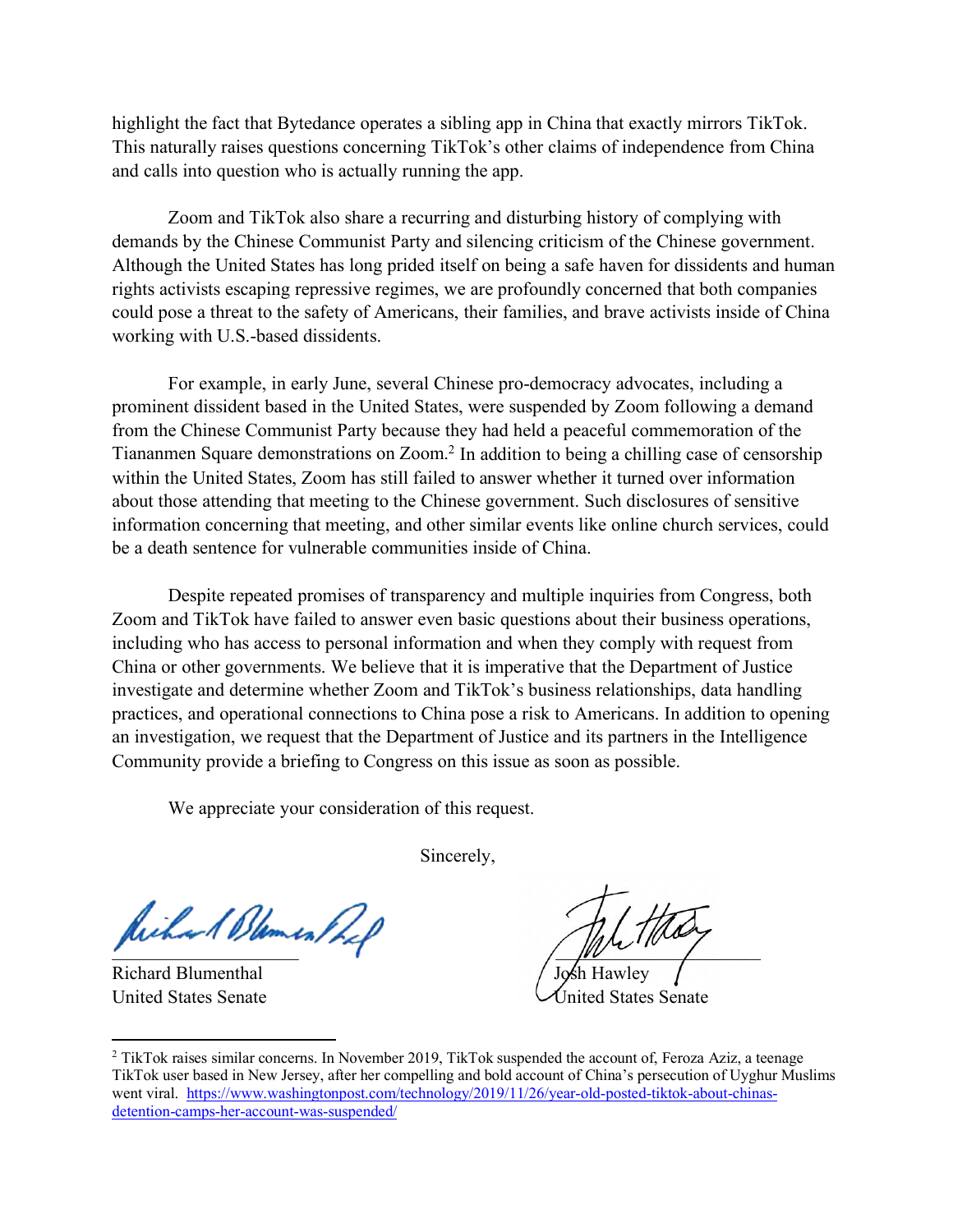highlight the fact that Bytedance operates a sibling app in China that exactly mirrors TikTok. This naturally raises questions concerning TikTok's other claims of independence from China and calls into question who is actually running the app.

Zoom and TikTok also share a recurring and disturbing history of complying with demands by the Chinese Communist Party and silencing criticism of the Chinese government. Although the United States has long prided itself on being a safe haven for dissidents and human rights activists escaping repressive regimes, we are profoundly concerned that both companies could pose a threat to the safety of Americans, their families, and brave activists inside of China working with U.S.-based dissidents.

For example, in early June, several Chinese pro-democracy advocates, including a prominent dissident based in the United States, were suspended by Zoom following a demand from the Chinese Communist Party because they had held a peaceful commemoration of the Tiananmen Square demonstrations on Zoom.[2] In addition to being a chilling case of censorship within the United States, Zoom has still failed to answer whether it turned over information about those attending that meeting to the Chinese government. Such disclosures of sensitive information concerning that meeting, and other similar events like online church services, could be a death sentence for vulnerable communities inside of China.

Despite repeated promises of transparency and multiple inquiries from Congress, both Zoom and TikTok have failed to answer even basic questions about their business operations, including who has access to personal information and when they comply with request from China or other governments. We believe that it is imperative that the Department of Justice investigate and determine whether Zoom and TikTok's business relationships, data handling practices, and operational connections to China pose a risk to Americans. In addition to opening an investigation, we request that the Department of Justice and its partners in the Intelligence Community provide a briefing to Congress on this issue as soon as possible.

We appreciate your consideration of this request.

Sincerely,

Richard Blumenthal
United States Senate

Josh Hawley
United States Senate

[2] TikTok raises similar concerns. In November 2019, TikTok suspended the account of, Feroza Aziz, a teenage TikTok user based in New Jersey, after her compelling and bold account of China's persecution of Uyghur Muslims went viral. https://www.washingtonpost.com/technology/2019/11/26/year-old-posted-tiktok-about-chinas-detention-camps-her-account-was-suspended/